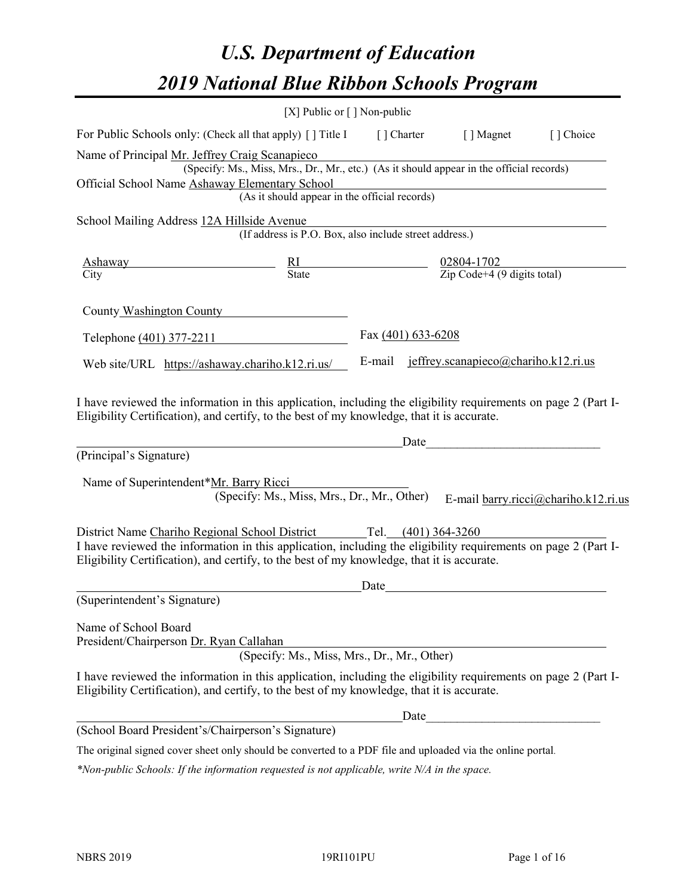# *U.S. Department of Education*

# *2019 National Blue Ribbon Schools Program*

[X] Public or [ ] Non-public

For Public Schools only: (Check all that apply) [ ] Title I [ ] Charter [ ] Magnet [ ] Choice

Name of Principal Mr. Jeffrey Craig Scanapieco
(Specify: Ms., Miss, Mrs., Dr., Mr., etc.) (As it should appear in the official records)

Official School Name Ashaway Elementary School
(As it should appear in the official records)

School Mailing Address 12A Hillside Avenue
(If address is P.O. Box, also include street address.)

| Ashaway | RI | 02804-1702 |
|---|---|---|
| City | State | Zip Code+4 (9 digits total) |

County Washington County

Telephone (401) 377-2211 Fax (401) 633-6208

Web site/URL https://ashaway.chariho.k12.ri.us/ E-mail jeffrey.scanapieco@chariho.k12.ri.us

I have reviewed the information in this application, including the eligibility requirements on page 2 (Part I-Eligibility Certification), and certify, to the best of my knowledge, that it is accurate.

_____________________________________________Date___________________________
(Principal's Signature)

Name of Superintendent*Mr. Barry Ricci
(Specify: Ms., Miss, Mrs., Dr., Mr., Other) E-mail barry.ricci@chariho.k12.ri.us

District Name Chariho Regional School District Tel. (401) 364-3260

I have reviewed the information in this application, including the eligibility requirements on page 2 (Part I-Eligibility Certification), and certify, to the best of my knowledge, that it is accurate.

_____________________________________________Date___________________________
(Superintendent's Signature)

Name of School Board
President/Chairperson Dr. Ryan Callahan
(Specify: Ms., Miss, Mrs., Dr., Mr., Other)

I have reviewed the information in this application, including the eligibility requirements on page 2 (Part I-Eligibility Certification), and certify, to the best of my knowledge, that it is accurate.

_____________________________________________Date___________________________
(School Board President's/Chairperson's Signature)

The original signed cover sheet only should be converted to a PDF file and uploaded via the online portal.

*\*Non-public Schools: If the information requested is not applicable, write N/A in the space.*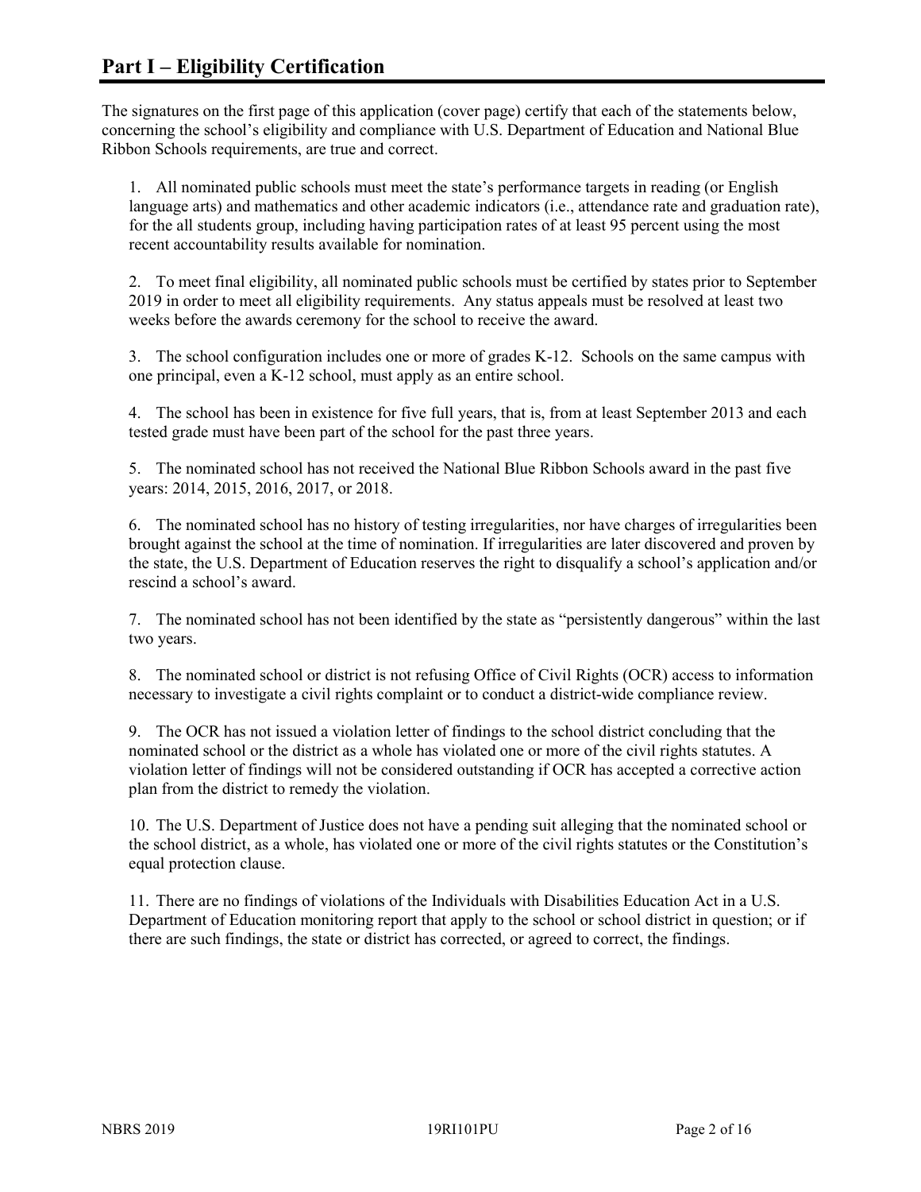# Part I – Eligibility Certification

The signatures on the first page of this application (cover page) certify that each of the statements below, concerning the school's eligibility and compliance with U.S. Department of Education and National Blue Ribbon Schools requirements, are true and correct.

1. All nominated public schools must meet the state's performance targets in reading (or English language arts) and mathematics and other academic indicators (i.e., attendance rate and graduation rate), for the all students group, including having participation rates of at least 95 percent using the most recent accountability results available for nomination.

2. To meet final eligibility, all nominated public schools must be certified by states prior to September 2019 in order to meet all eligibility requirements. Any status appeals must be resolved at least two weeks before the awards ceremony for the school to receive the award.

3. The school configuration includes one or more of grades K-12. Schools on the same campus with one principal, even a K-12 school, must apply as an entire school.

4. The school has been in existence for five full years, that is, from at least September 2013 and each tested grade must have been part of the school for the past three years.

5. The nominated school has not received the National Blue Ribbon Schools award in the past five years: 2014, 2015, 2016, 2017, or 2018.

6. The nominated school has no history of testing irregularities, nor have charges of irregularities been brought against the school at the time of nomination. If irregularities are later discovered and proven by the state, the U.S. Department of Education reserves the right to disqualify a school's application and/or rescind a school's award.

7. The nominated school has not been identified by the state as "persistently dangerous" within the last two years.

8. The nominated school or district is not refusing Office of Civil Rights (OCR) access to information necessary to investigate a civil rights complaint or to conduct a district-wide compliance review.

9. The OCR has not issued a violation letter of findings to the school district concluding that the nominated school or the district as a whole has violated one or more of the civil rights statutes. A violation letter of findings will not be considered outstanding if OCR has accepted a corrective action plan from the district to remedy the violation.

10. The U.S. Department of Justice does not have a pending suit alleging that the nominated school or the school district, as a whole, has violated one or more of the civil rights statutes or the Constitution's equal protection clause.

11. There are no findings of violations of the Individuals with Disabilities Education Act in a U.S. Department of Education monitoring report that apply to the school or school district in question; or if there are such findings, the state or district has corrected, or agreed to correct, the findings.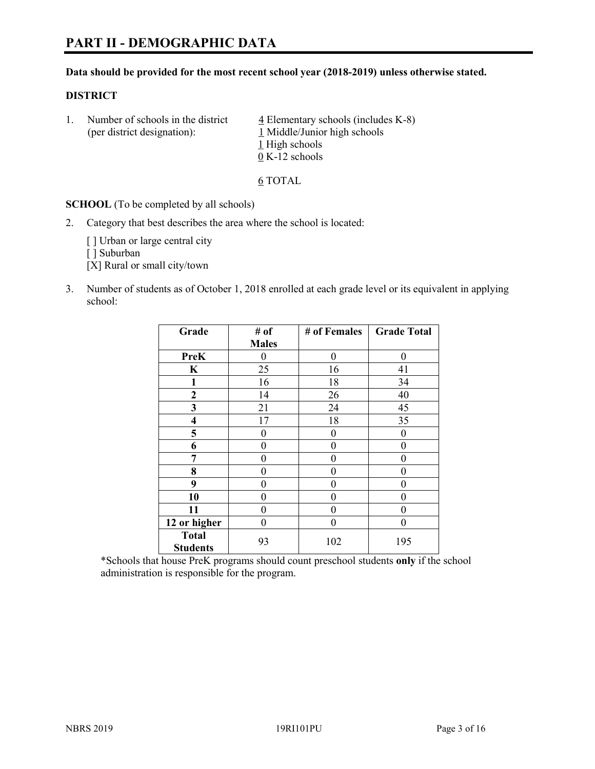# PART II - DEMOGRAPHIC DATA

**Data should be provided for the most recent school year (2018-2019) unless otherwise stated.**

**DISTRICT**

1. Number of schools in the district (per district designation):
   - 4 Elementary schools (includes K-8)
   - 1 Middle/Junior high schools
   - 1 High schools
   - 0 K-12 schools

   6 TOTAL

**SCHOOL** (To be completed by all schools)

2. Category that best describes the area where the school is located:

   [ ] Urban or large central city
   [ ] Suburban
   [X] Rural or small city/town

3. Number of students as of October 1, 2018 enrolled at each grade level or its equivalent in applying school:

| Grade | # of Males | # of Females | Grade Total |
|---|---|---|---|
| **PreK** | 0 | 0 | 0 |
| **K** | 25 | 16 | 41 |
| **1** | 16 | 18 | 34 |
| **2** | 14 | 26 | 40 |
| **3** | 21 | 24 | 45 |
| **4** | 17 | 18 | 35 |
| **5** | 0 | 0 | 0 |
| **6** | 0 | 0 | 0 |
| **7** | 0 | 0 | 0 |
| **8** | 0 | 0 | 0 |
| **9** | 0 | 0 | 0 |
| **10** | 0 | 0 | 0 |
| **11** | 0 | 0 | 0 |
| **12 or higher** | 0 | 0 | 0 |
| **Total Students** | 93 | 102 | 195 |

*Schools that house PreK programs should count preschool students **only** if the school administration is responsible for the program.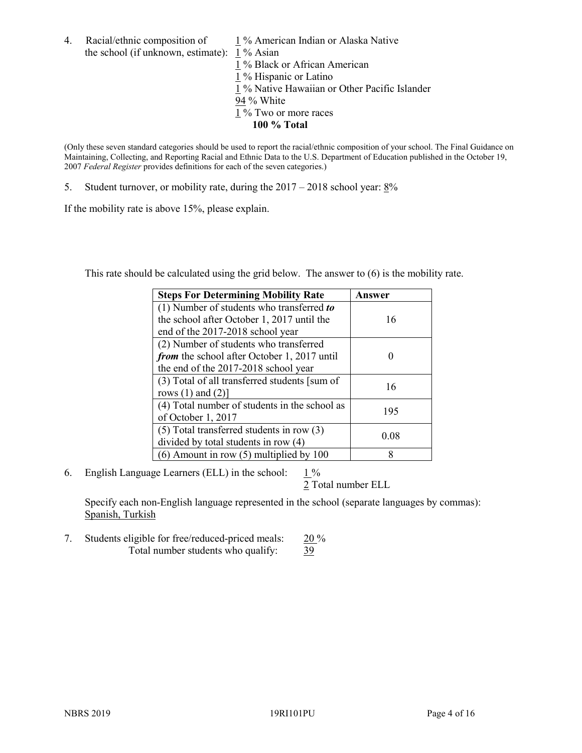4. Racial/ethnic composition of the school (if unknown, estimate):

1 % American Indian or Alaska Native
1 % Asian
1 % Black or African American
1 % Hispanic or Latino
1 % Native Hawaiian or Other Pacific Islander
94 % White
1 % Two or more races
**100 % Total**

(Only these seven standard categories should be used to report the racial/ethnic composition of your school. The Final Guidance on Maintaining, Collecting, and Reporting Racial and Ethnic Data to the U.S. Department of Education published in the October 19, 2007 *Federal Register* provides definitions for each of the seven categories.)

5. Student turnover, or mobility rate, during the 2017 – 2018 school year: 8%

If the mobility rate is above 15%, please explain.

This rate should be calculated using the grid below. The answer to (6) is the mobility rate.

| Steps For Determining Mobility Rate | Answer |
|---|---|
| (1) Number of students who transferred ***to*** the school after October 1, 2017 until the end of the 2017-2018 school year | 16 |
| (2) Number of students who transferred ***from*** the school after October 1, 2017 until the end of the 2017-2018 school year | 0 |
| (3) Total of all transferred students [sum of rows (1) and (2)] | 16 |
| (4) Total number of students in the school as of October 1, 2017 | 195 |
| (5) Total transferred students in row (3) divided by total students in row (4) | 0.08 |
| (6) Amount in row (5) multiplied by 100 | 8 |

6. English Language Learners (ELL) in the school: 1 %
2 Total number ELL

Specify each non-English language represented in the school (separate languages by commas):
Spanish, Turkish

7. Students eligible for free/reduced-priced meals: 20 %
Total number students who qualify: 39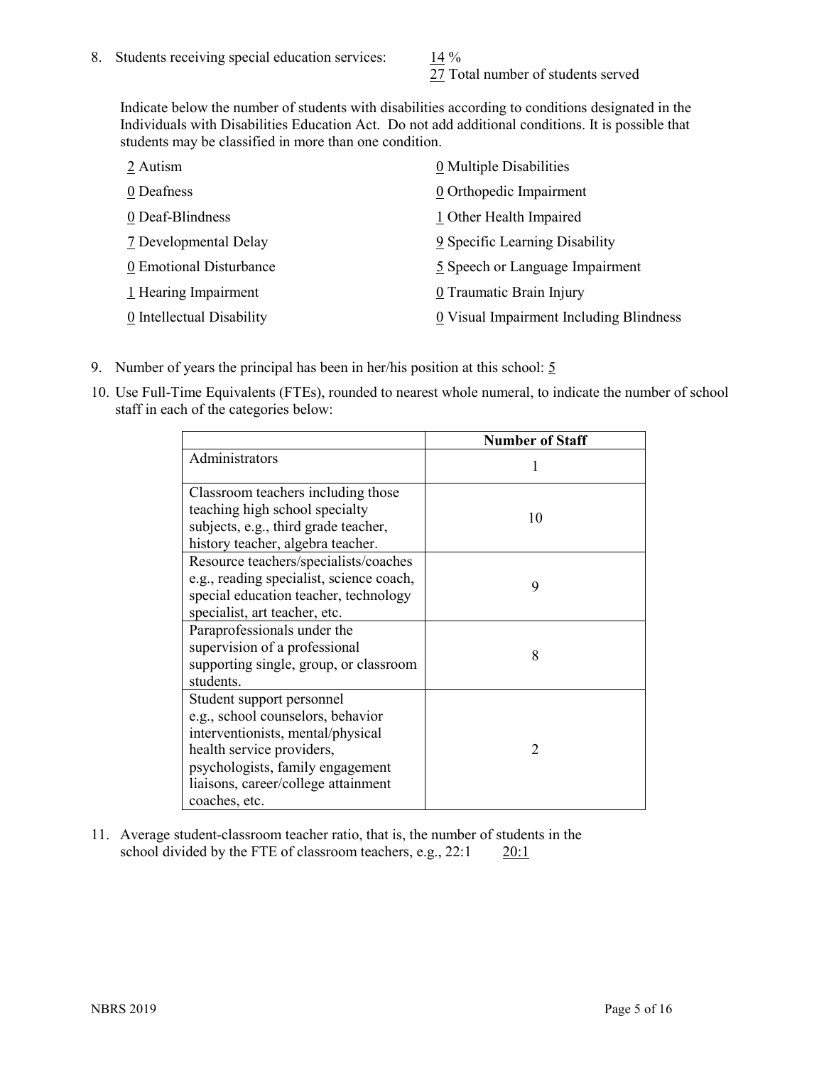8. Students receiving special education services: 14 %
   27 Total number of students served

   Indicate below the number of students with disabilities according to conditions designated in the Individuals with Disabilities Education Act. Do not add additional conditions. It is possible that students may be classified in more than one condition.

   2 Autism
   0 Deafness
   0 Deaf-Blindness
   7 Developmental Delay
   0 Emotional Disturbance
   1 Hearing Impairment
   0 Intellectual Disability
   0 Multiple Disabilities
   0 Orthopedic Impairment
   1 Other Health Impaired
   9 Specific Learning Disability
   5 Speech or Language Impairment
   0 Traumatic Brain Injury
   0 Visual Impairment Including Blindness

9. Number of years the principal has been in her/his position at this school: 5

10. Use Full-Time Equivalents (FTEs), rounded to nearest whole numeral, to indicate the number of school staff in each of the categories below:

| | Number of Staff |
|---|---|
| Administrators | 1 |
| Classroom teachers including those teaching high school specialty subjects, e.g., third grade teacher, history teacher, algebra teacher. | 10 |
| Resource teachers/specialists/coaches e.g., reading specialist, science coach, special education teacher, technology specialist, art teacher, etc. | 9 |
| Paraprofessionals under the supervision of a professional supporting single, group, or classroom students. | 8 |
| Student support personnel e.g., school counselors, behavior interventionists, mental/physical health service providers, psychologists, family engagement liaisons, career/college attainment coaches, etc. | 2 |

11. Average student-classroom teacher ratio, that is, the number of students in the school divided by the FTE of classroom teachers, e.g., 22:1 20:1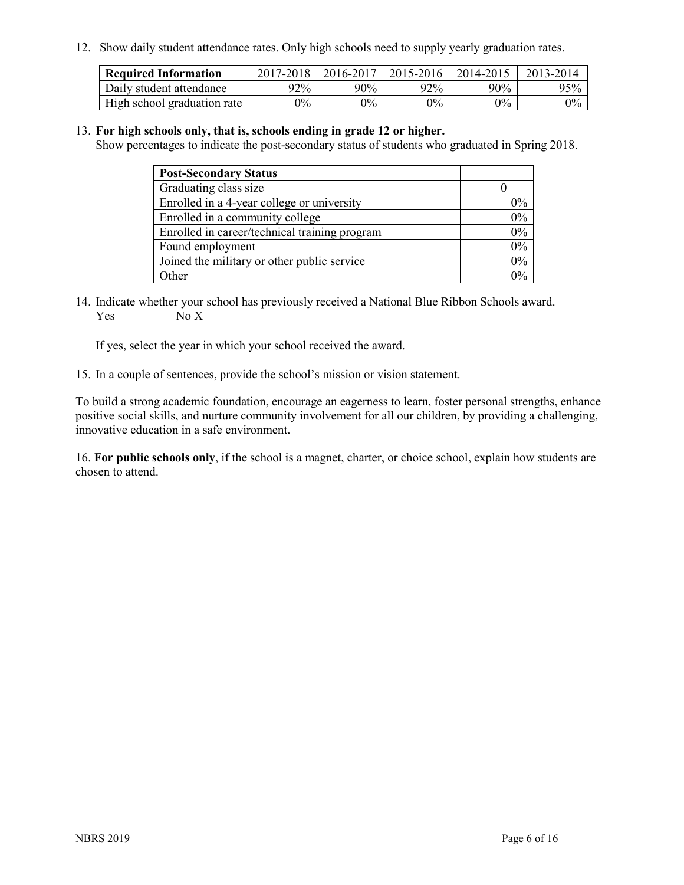12. Show daily student attendance rates. Only high schools need to supply yearly graduation rates.

| Required Information | 2017-2018 | 2016-2017 | 2015-2016 | 2014-2015 | 2013-2014 |
| --- | --- | --- | --- | --- | --- |
| Daily student attendance | 92% | 90% | 92% | 90% | 95% |
| High school graduation rate | 0% | 0% | 0% | 0% | 0% |

13. **For high schools only, that is, schools ending in grade 12 or higher.**
Show percentages to indicate the post-secondary status of students who graduated in Spring 2018.

| Post-Secondary Status | |
| --- | --- |
| Graduating class size | 0 |
| Enrolled in a 4-year college or university | 0% |
| Enrolled in a community college | 0% |
| Enrolled in career/technical training program | 0% |
| Found employment | 0% |
| Joined the military or other public service | 0% |
| Other | 0% |

14. Indicate whether your school has previously received a National Blue Ribbon Schools award.
Yes ___ No X

If yes, select the year in which your school received the award.

15. In a couple of sentences, provide the school's mission or vision statement.

To build a strong academic foundation, encourage an eagerness to learn, foster personal strengths, enhance positive social skills, and nurture community involvement for all our children, by providing a challenging, innovative education in a safe environment.

16. **For public schools only**, if the school is a magnet, charter, or choice school, explain how students are chosen to attend.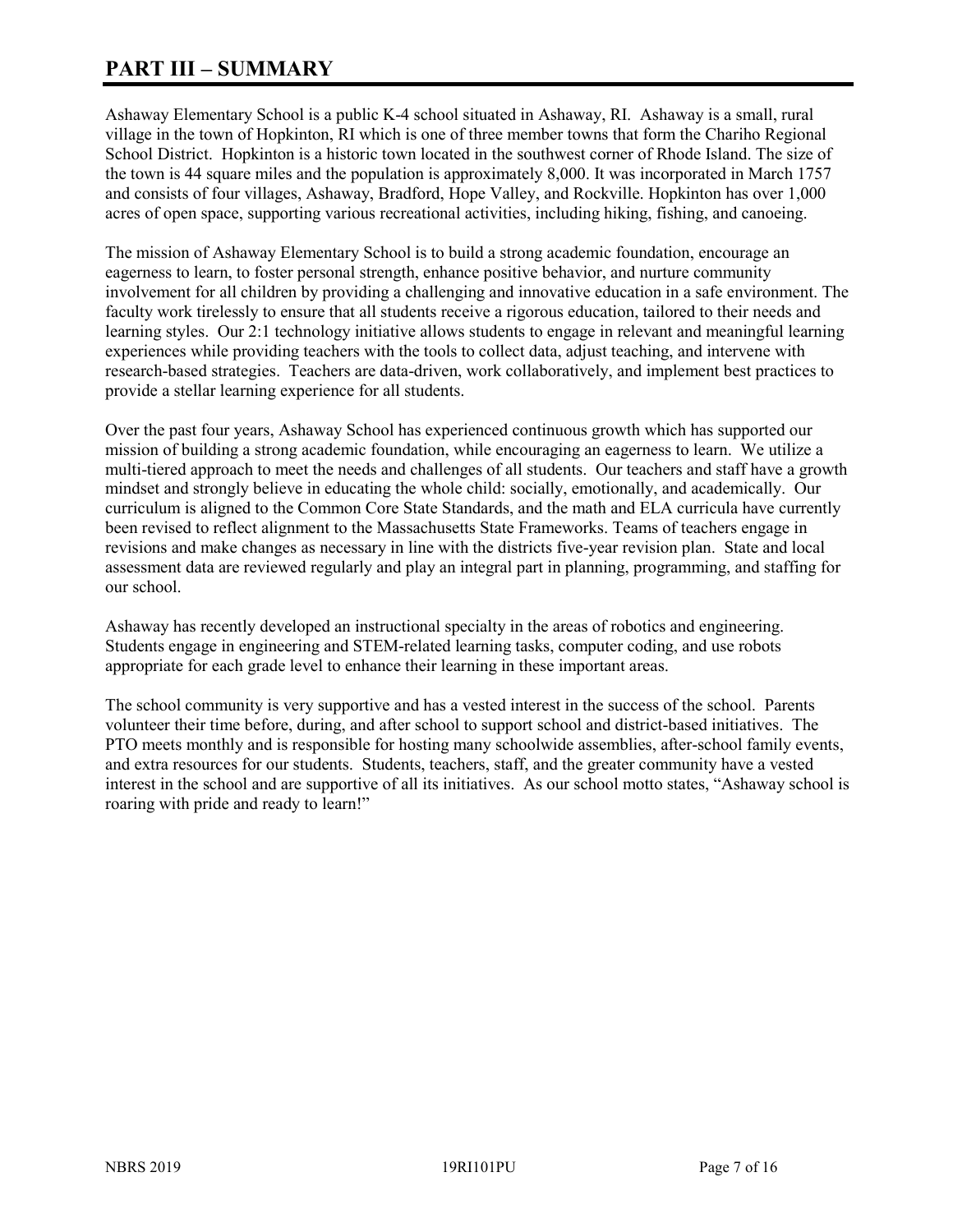# PART III – SUMMARY

Ashaway Elementary School is a public K-4 school situated in Ashaway, RI. Ashaway is a small, rural village in the town of Hopkinton, RI which is one of three member towns that form the Chariho Regional School District. Hopkinton is a historic town located in the southwest corner of Rhode Island. The size of the town is 44 square miles and the population is approximately 8,000. It was incorporated in March 1757 and consists of four villages, Ashaway, Bradford, Hope Valley, and Rockville. Hopkinton has over 1,000 acres of open space, supporting various recreational activities, including hiking, fishing, and canoeing.

The mission of Ashaway Elementary School is to build a strong academic foundation, encourage an eagerness to learn, to foster personal strength, enhance positive behavior, and nurture community involvement for all children by providing a challenging and innovative education in a safe environment. The faculty work tirelessly to ensure that all students receive a rigorous education, tailored to their needs and learning styles. Our 2:1 technology initiative allows students to engage in relevant and meaningful learning experiences while providing teachers with the tools to collect data, adjust teaching, and intervene with research-based strategies. Teachers are data-driven, work collaboratively, and implement best practices to provide a stellar learning experience for all students.

Over the past four years, Ashaway School has experienced continuous growth which has supported our mission of building a strong academic foundation, while encouraging an eagerness to learn. We utilize a multi-tiered approach to meet the needs and challenges of all students. Our teachers and staff have a growth mindset and strongly believe in educating the whole child: socially, emotionally, and academically. Our curriculum is aligned to the Common Core State Standards, and the math and ELA curricula have currently been revised to reflect alignment to the Massachusetts State Frameworks. Teams of teachers engage in revisions and make changes as necessary in line with the districts five-year revision plan. State and local assessment data are reviewed regularly and play an integral part in planning, programming, and staffing for our school.

Ashaway has recently developed an instructional specialty in the areas of robotics and engineering. Students engage in engineering and STEM-related learning tasks, computer coding, and use robots appropriate for each grade level to enhance their learning in these important areas.

The school community is very supportive and has a vested interest in the success of the school. Parents volunteer their time before, during, and after school to support school and district-based initiatives. The PTO meets monthly and is responsible for hosting many schoolwide assemblies, after-school family events, and extra resources for our students. Students, teachers, staff, and the greater community have a vested interest in the school and are supportive of all its initiatives. As our school motto states, "Ashaway school is roaring with pride and ready to learn!"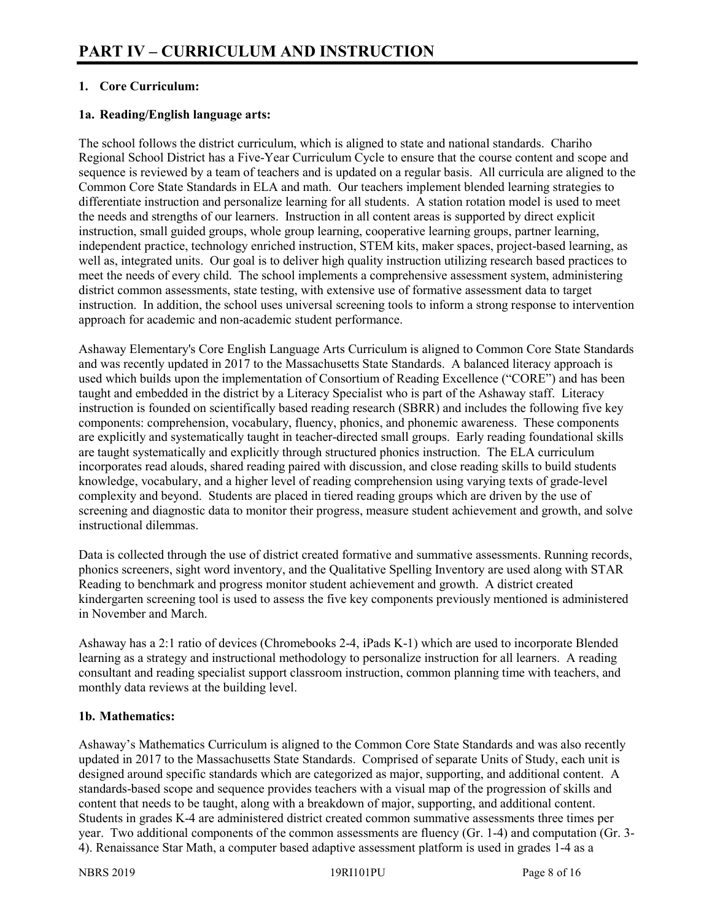# PART IV – CURRICULUM AND INSTRUCTION

**1. Core Curriculum:**

**1a. Reading/English language arts:**

The school follows the district curriculum, which is aligned to state and national standards. Chariho Regional School District has a Five-Year Curriculum Cycle to ensure that the course content and scope and sequence is reviewed by a team of teachers and is updated on a regular basis. All curricula are aligned to the Common Core State Standards in ELA and math. Our teachers implement blended learning strategies to differentiate instruction and personalize learning for all students. A station rotation model is used to meet the needs and strengths of our learners. Instruction in all content areas is supported by direct explicit instruction, small guided groups, whole group learning, cooperative learning groups, partner learning, independent practice, technology enriched instruction, STEM kits, maker spaces, project-based learning, as well as, integrated units. Our goal is to deliver high quality instruction utilizing research based practices to meet the needs of every child. The school implements a comprehensive assessment system, administering district common assessments, state testing, with extensive use of formative assessment data to target instruction. In addition, the school uses universal screening tools to inform a strong response to intervention approach for academic and non-academic student performance.

Ashaway Elementary's Core English Language Arts Curriculum is aligned to Common Core State Standards and was recently updated in 2017 to the Massachusetts State Standards. A balanced literacy approach is used which builds upon the implementation of Consortium of Reading Excellence ("CORE") and has been taught and embedded in the district by a Literacy Specialist who is part of the Ashaway staff. Literacy instruction is founded on scientifically based reading research (SBRR) and includes the following five key components: comprehension, vocabulary, fluency, phonics, and phonemic awareness. These components are explicitly and systematically taught in teacher-directed small groups. Early reading foundational skills are taught systematically and explicitly through structured phonics instruction. The ELA curriculum incorporates read alouds, shared reading paired with discussion, and close reading skills to build students knowledge, vocabulary, and a higher level of reading comprehension using varying texts of grade-level complexity and beyond. Students are placed in tiered reading groups which are driven by the use of screening and diagnostic data to monitor their progress, measure student achievement and growth, and solve instructional dilemmas.

Data is collected through the use of district created formative and summative assessments. Running records, phonics screeners, sight word inventory, and the Qualitative Spelling Inventory are used along with STAR Reading to benchmark and progress monitor student achievement and growth. A district created kindergarten screening tool is used to assess the five key components previously mentioned is administered in November and March.

Ashaway has a 2:1 ratio of devices (Chromebooks 2-4, iPads K-1) which are used to incorporate Blended learning as a strategy and instructional methodology to personalize instruction for all learners. A reading consultant and reading specialist support classroom instruction, common planning time with teachers, and monthly data reviews at the building level.

**1b. Mathematics:**

Ashaway's Mathematics Curriculum is aligned to the Common Core State Standards and was also recently updated in 2017 to the Massachusetts State Standards. Comprised of separate Units of Study, each unit is designed around specific standards which are categorized as major, supporting, and additional content. A standards-based scope and sequence provides teachers with a visual map of the progression of skills and content that needs to be taught, along with a breakdown of major, supporting, and additional content. Students in grades K-4 are administered district created common summative assessments three times per year. Two additional components of the common assessments are fluency (Gr. 1-4) and computation (Gr. 3-4). Renaissance Star Math, a computer based adaptive assessment platform is used in grades 1-4 as a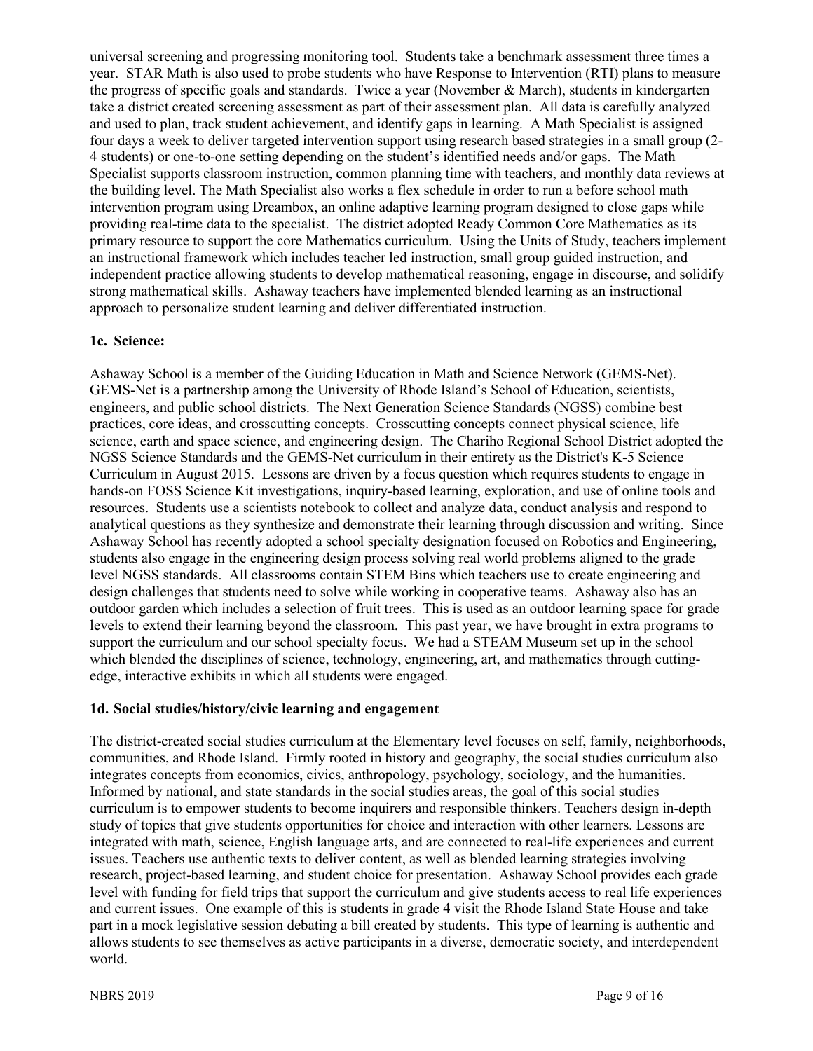universal screening and progressing monitoring tool. Students take a benchmark assessment three times a year. STAR Math is also used to probe students who have Response to Intervention (RTI) plans to measure the progress of specific goals and standards. Twice a year (November & March), students in kindergarten take a district created screening assessment as part of their assessment plan. All data is carefully analyzed and used to plan, track student achievement, and identify gaps in learning. A Math Specialist is assigned four days a week to deliver targeted intervention support using research based strategies in a small group (2-4 students) or one-to-one setting depending on the student's identified needs and/or gaps. The Math Specialist supports classroom instruction, common planning time with teachers, and monthly data reviews at the building level. The Math Specialist also works a flex schedule in order to run a before school math intervention program using Dreambox, an online adaptive learning program designed to close gaps while providing real-time data to the specialist. The district adopted Ready Common Core Mathematics as its primary resource to support the core Mathematics curriculum. Using the Units of Study, teachers implement an instructional framework which includes teacher led instruction, small group guided instruction, and independent practice allowing students to develop mathematical reasoning, engage in discourse, and solidify strong mathematical skills. Ashaway teachers have implemented blended learning as an instructional approach to personalize student learning and deliver differentiated instruction.

### 1c. Science:

Ashaway School is a member of the Guiding Education in Math and Science Network (GEMS-Net). GEMS-Net is a partnership among the University of Rhode Island's School of Education, scientists, engineers, and public school districts. The Next Generation Science Standards (NGSS) combine best practices, core ideas, and crosscutting concepts. Crosscutting concepts connect physical science, life science, earth and space science, and engineering design. The Chariho Regional School District adopted the NGSS Science Standards and the GEMS-Net curriculum in their entirety as the District's K-5 Science Curriculum in August 2015. Lessons are driven by a focus question which requires students to engage in hands-on FOSS Science Kit investigations, inquiry-based learning, exploration, and use of online tools and resources. Students use a scientists notebook to collect and analyze data, conduct analysis and respond to analytical questions as they synthesize and demonstrate their learning through discussion and writing. Since Ashaway School has recently adopted a school specialty designation focused on Robotics and Engineering, students also engage in the engineering design process solving real world problems aligned to the grade level NGSS standards. All classrooms contain STEM Bins which teachers use to create engineering and design challenges that students need to solve while working in cooperative teams. Ashaway also has an outdoor garden which includes a selection of fruit trees. This is used as an outdoor learning space for grade levels to extend their learning beyond the classroom. This past year, we have brought in extra programs to support the curriculum and our school specialty focus. We had a STEAM Museum set up in the school which blended the disciplines of science, technology, engineering, art, and mathematics through cutting-edge, interactive exhibits in which all students were engaged.

### 1d. Social studies/history/civic learning and engagement

The district-created social studies curriculum at the Elementary level focuses on self, family, neighborhoods, communities, and Rhode Island. Firmly rooted in history and geography, the social studies curriculum also integrates concepts from economics, civics, anthropology, psychology, sociology, and the humanities. Informed by national, and state standards in the social studies areas, the goal of this social studies curriculum is to empower students to become inquirers and responsible thinkers. Teachers design in-depth study of topics that give students opportunities for choice and interaction with other learners. Lessons are integrated with math, science, English language arts, and are connected to real-life experiences and current issues. Teachers use authentic texts to deliver content, as well as blended learning strategies involving research, project-based learning, and student choice for presentation. Ashaway School provides each grade level with funding for field trips that support the curriculum and give students access to real life experiences and current issues. One example of this is students in grade 4 visit the Rhode Island State House and take part in a mock legislative session debating a bill created by students. This type of learning is authentic and allows students to see themselves as active participants in a diverse, democratic society, and interdependent world.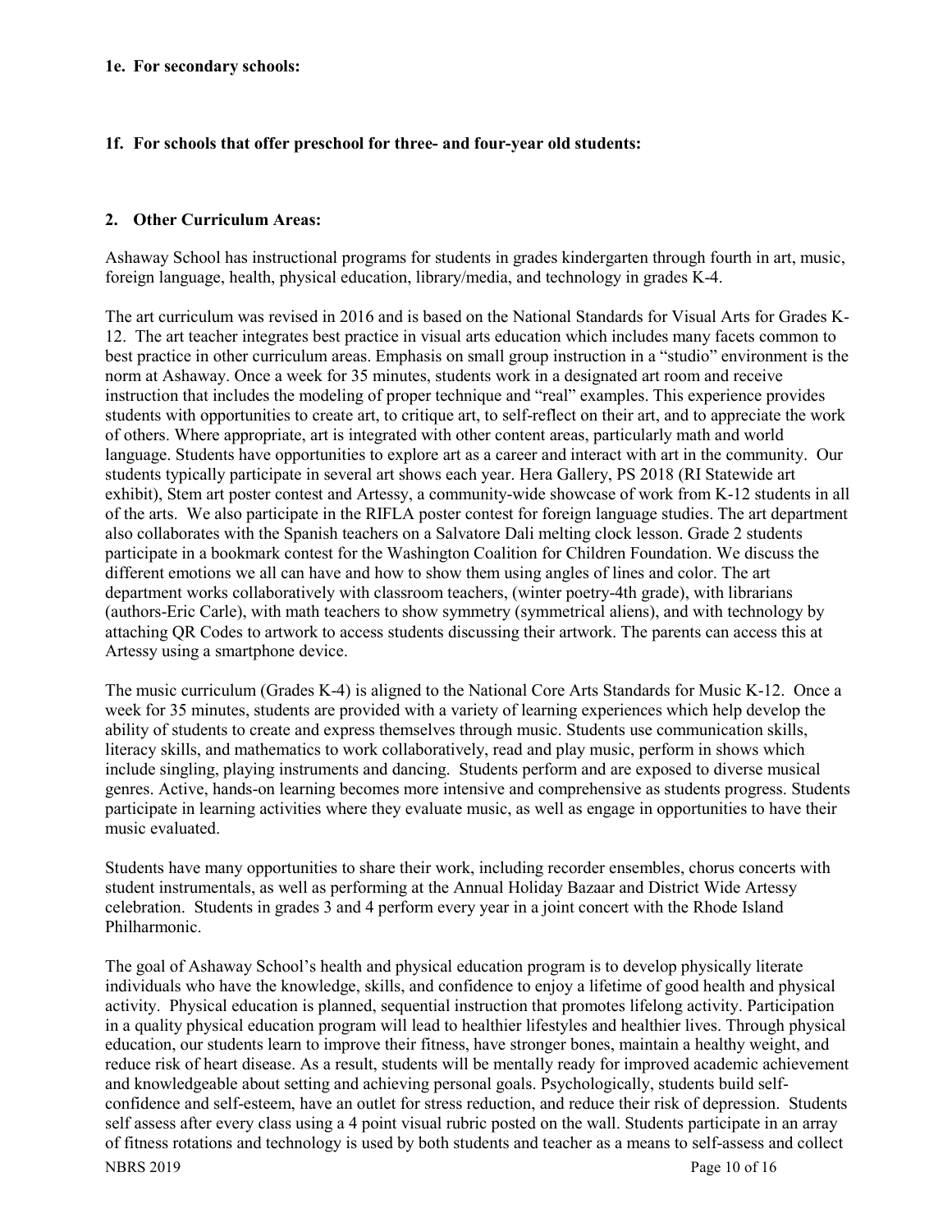**1e. For secondary schools:**

**1f. For schools that offer preschool for three- and four-year old students:**

**2. Other Curriculum Areas:**

Ashaway School has instructional programs for students in grades kindergarten through fourth in art, music, foreign language, health, physical education, library/media, and technology in grades K-4.

The art curriculum was revised in 2016 and is based on the National Standards for Visual Arts for Grades K-12. The art teacher integrates best practice in visual arts education which includes many facets common to best practice in other curriculum areas. Emphasis on small group instruction in a "studio" environment is the norm at Ashaway. Once a week for 35 minutes, students work in a designated art room and receive instruction that includes the modeling of proper technique and "real" examples. This experience provides students with opportunities to create art, to critique art, to self-reflect on their art, and to appreciate the work of others. Where appropriate, art is integrated with other content areas, particularly math and world language. Students have opportunities to explore art as a career and interact with art in the community. Our students typically participate in several art shows each year. Hera Gallery, PS 2018 (RI Statewide art exhibit), Stem art poster contest and Artessy, a community-wide showcase of work from K-12 students in all of the arts. We also participate in the RIFLA poster contest for foreign language studies. The art department also collaborates with the Spanish teachers on a Salvatore Dali melting clock lesson. Grade 2 students participate in a bookmark contest for the Washington Coalition for Children Foundation. We discuss the different emotions we all can have and how to show them using angles of lines and color. The art department works collaboratively with classroom teachers, (winter poetry-4th grade), with librarians (authors-Eric Carle), with math teachers to show symmetry (symmetrical aliens), and with technology by attaching QR Codes to artwork to access students discussing their artwork. The parents can access this at Artessy using a smartphone device.

The music curriculum (Grades K-4) is aligned to the National Core Arts Standards for Music K-12. Once a week for 35 minutes, students are provided with a variety of learning experiences which help develop the ability of students to create and express themselves through music. Students use communication skills, literacy skills, and mathematics to work collaboratively, read and play music, perform in shows which include singling, playing instruments and dancing. Students perform and are exposed to diverse musical genres. Active, hands-on learning becomes more intensive and comprehensive as students progress. Students participate in learning activities where they evaluate music, as well as engage in opportunities to have their music evaluated.

Students have many opportunities to share their work, including recorder ensembles, chorus concerts with student instrumentals, as well as performing at the Annual Holiday Bazaar and District Wide Artessy celebration. Students in grades 3 and 4 perform every year in a joint concert with the Rhode Island Philharmonic.

The goal of Ashaway School's health and physical education program is to develop physically literate individuals who have the knowledge, skills, and confidence to enjoy a lifetime of good health and physical activity. Physical education is planned, sequential instruction that promotes lifelong activity. Participation in a quality physical education program will lead to healthier lifestyles and healthier lives. Through physical education, our students learn to improve their fitness, have stronger bones, maintain a healthy weight, and reduce risk of heart disease. As a result, students will be mentally ready for improved academic achievement and knowledgeable about setting and achieving personal goals. Psychologically, students build self-confidence and self-esteem, have an outlet for stress reduction, and reduce their risk of depression. Students self assess after every class using a 4 point visual rubric posted on the wall. Students participate in an array of fitness rotations and technology is used by both students and teacher as a means to self-assess and collect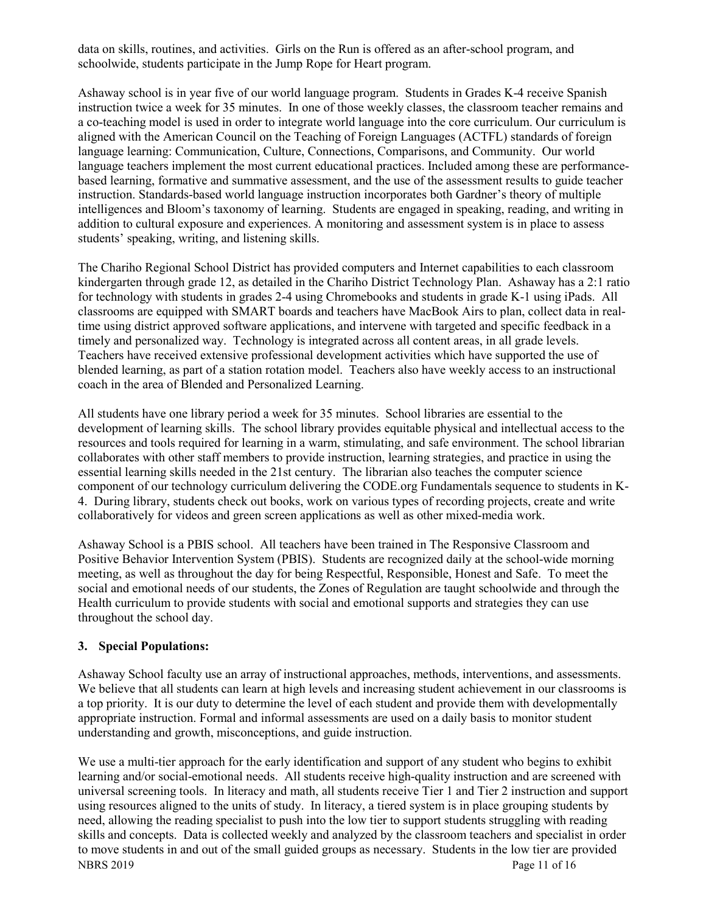data on skills, routines, and activities. Girls on the Run is offered as an after-school program, and schoolwide, students participate in the Jump Rope for Heart program.

Ashaway school is in year five of our world language program. Students in Grades K-4 receive Spanish instruction twice a week for 35 minutes. In one of those weekly classes, the classroom teacher remains and a co-teaching model is used in order to integrate world language into the core curriculum. Our curriculum is aligned with the American Council on the Teaching of Foreign Languages (ACTFL) standards of foreign language learning: Communication, Culture, Connections, Comparisons, and Community. Our world language teachers implement the most current educational practices. Included among these are performance-based learning, formative and summative assessment, and the use of the assessment results to guide teacher instruction. Standards-based world language instruction incorporates both Gardner's theory of multiple intelligences and Bloom's taxonomy of learning. Students are engaged in speaking, reading, and writing in addition to cultural exposure and experiences. A monitoring and assessment system is in place to assess students' speaking, writing, and listening skills.

The Chariho Regional School District has provided computers and Internet capabilities to each classroom kindergarten through grade 12, as detailed in the Chariho District Technology Plan. Ashaway has a 2:1 ratio for technology with students in grades 2-4 using Chromebooks and students in grade K-1 using iPads. All classrooms are equipped with SMART boards and teachers have MacBook Airs to plan, collect data in real-time using district approved software applications, and intervene with targeted and specific feedback in a timely and personalized way. Technology is integrated across all content areas, in all grade levels. Teachers have received extensive professional development activities which have supported the use of blended learning, as part of a station rotation model. Teachers also have weekly access to an instructional coach in the area of Blended and Personalized Learning.

All students have one library period a week for 35 minutes. School libraries are essential to the development of learning skills. The school library provides equitable physical and intellectual access to the resources and tools required for learning in a warm, stimulating, and safe environment. The school librarian collaborates with other staff members to provide instruction, learning strategies, and practice in using the essential learning skills needed in the 21st century. The librarian also teaches the computer science component of our technology curriculum delivering the CODE.org Fundamentals sequence to students in K-4. During library, students check out books, work on various types of recording projects, create and write collaboratively for videos and green screen applications as well as other mixed-media work.

Ashaway School is a PBIS school. All teachers have been trained in The Responsive Classroom and Positive Behavior Intervention System (PBIS). Students are recognized daily at the school-wide morning meeting, as well as throughout the day for being Respectful, Responsible, Honest and Safe. To meet the social and emotional needs of our students, the Zones of Regulation are taught schoolwide and through the Health curriculum to provide students with social and emotional supports and strategies they can use throughout the school day.

**3. Special Populations:**

Ashaway School faculty use an array of instructional approaches, methods, interventions, and assessments. We believe that all students can learn at high levels and increasing student achievement in our classrooms is a top priority. It is our duty to determine the level of each student and provide them with developmentally appropriate instruction. Formal and informal assessments are used on a daily basis to monitor student understanding and growth, misconceptions, and guide instruction.

We use a multi-tier approach for the early identification and support of any student who begins to exhibit learning and/or social-emotional needs. All students receive high-quality instruction and are screened with universal screening tools. In literacy and math, all students receive Tier 1 and Tier 2 instruction and support using resources aligned to the units of study. In literacy, a tiered system is in place grouping students by need, allowing the reading specialist to push into the low tier to support students struggling with reading skills and concepts. Data is collected weekly and analyzed by the classroom teachers and specialist in order to move students in and out of the small guided groups as necessary. Students in the low tier are provided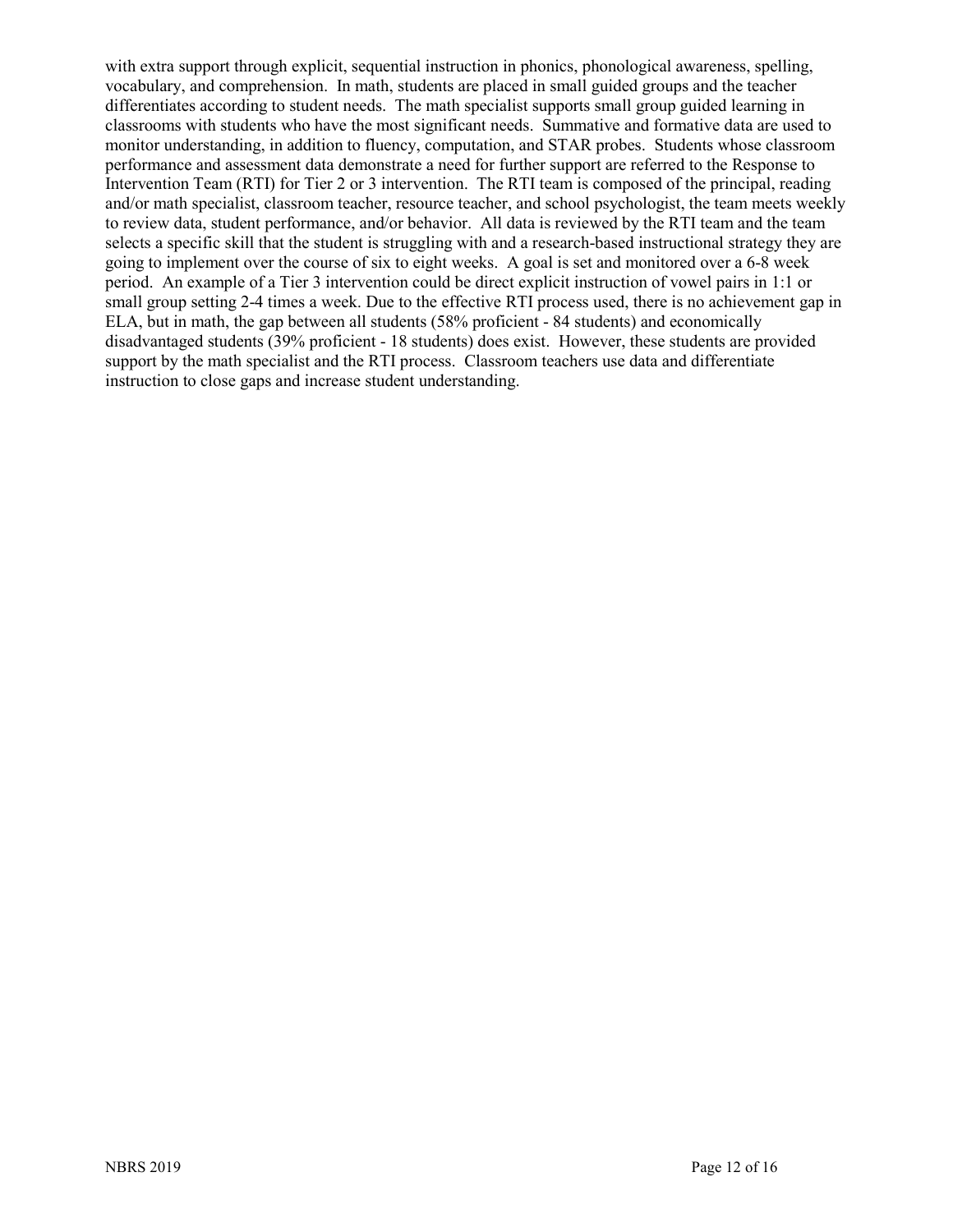with extra support through explicit, sequential instruction in phonics, phonological awareness, spelling, vocabulary, and comprehension. In math, students are placed in small guided groups and the teacher differentiates according to student needs. The math specialist supports small group guided learning in classrooms with students who have the most significant needs. Summative and formative data are used to monitor understanding, in addition to fluency, computation, and STAR probes. Students whose classroom performance and assessment data demonstrate a need for further support are referred to the Response to Intervention Team (RTI) for Tier 2 or 3 intervention. The RTI team is composed of the principal, reading and/or math specialist, classroom teacher, resource teacher, and school psychologist, the team meets weekly to review data, student performance, and/or behavior. All data is reviewed by the RTI team and the team selects a specific skill that the student is struggling with and a research-based instructional strategy they are going to implement over the course of six to eight weeks. A goal is set and monitored over a 6-8 week period. An example of a Tier 3 intervention could be direct explicit instruction of vowel pairs in 1:1 or small group setting 2-4 times a week. Due to the effective RTI process used, there is no achievement gap in ELA, but in math, the gap between all students (58% proficient - 84 students) and economically disadvantaged students (39% proficient - 18 students) does exist. However, these students are provided support by the math specialist and the RTI process. Classroom teachers use data and differentiate instruction to close gaps and increase student understanding.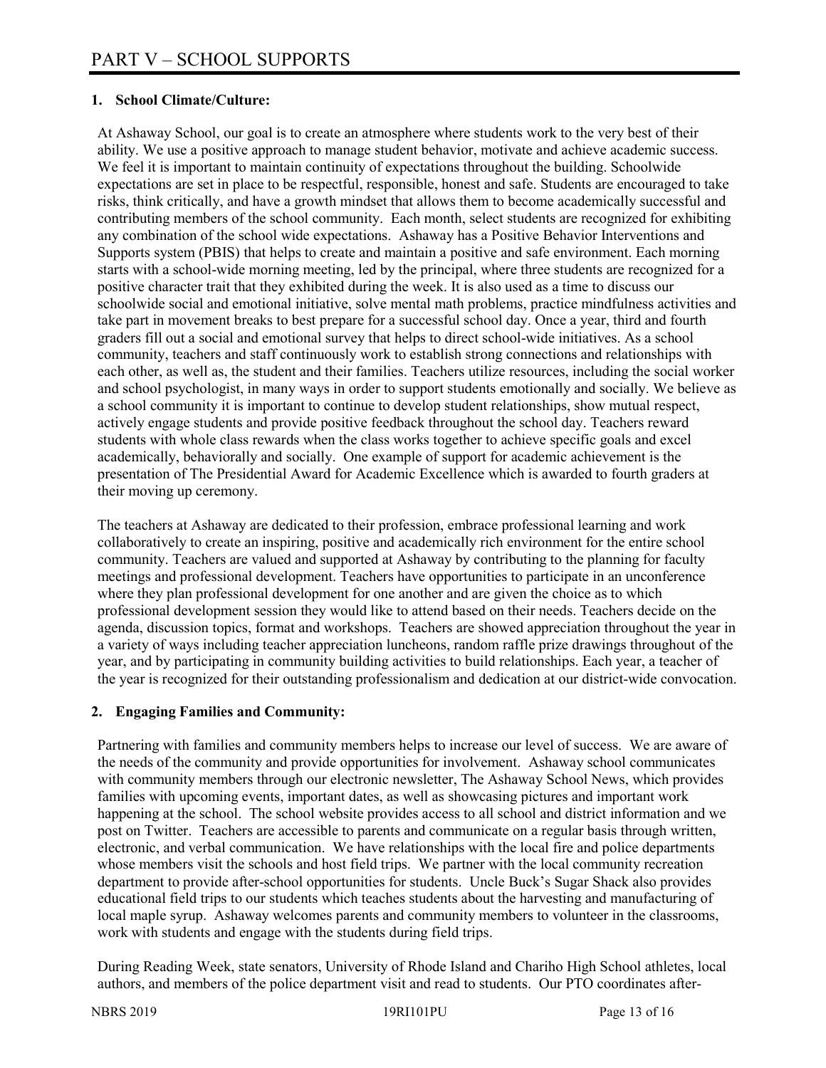# PART V – SCHOOL SUPPORTS

## 1. School Climate/Culture:

At Ashaway School, our goal is to create an atmosphere where students work to the very best of their ability. We use a positive approach to manage student behavior, motivate and achieve academic success. We feel it is important to maintain continuity of expectations throughout the building. Schoolwide expectations are set in place to be respectful, responsible, honest and safe. Students are encouraged to take risks, think critically, and have a growth mindset that allows them to become academically successful and contributing members of the school community. Each month, select students are recognized for exhibiting any combination of the school wide expectations. Ashaway has a Positive Behavior Interventions and Supports system (PBIS) that helps to create and maintain a positive and safe environment. Each morning starts with a school-wide morning meeting, led by the principal, where three students are recognized for a positive character trait that they exhibited during the week. It is also used as a time to discuss our schoolwide social and emotional initiative, solve mental math problems, practice mindfulness activities and take part in movement breaks to best prepare for a successful school day. Once a year, third and fourth graders fill out a social and emotional survey that helps to direct school-wide initiatives. As a school community, teachers and staff continuously work to establish strong connections and relationships with each other, as well as, the student and their families. Teachers utilize resources, including the social worker and school psychologist, in many ways in order to support students emotionally and socially. We believe as a school community it is important to continue to develop student relationships, show mutual respect, actively engage students and provide positive feedback throughout the school day. Teachers reward students with whole class rewards when the class works together to achieve specific goals and excel academically, behaviorally and socially. One example of support for academic achievement is the presentation of The Presidential Award for Academic Excellence which is awarded to fourth graders at their moving up ceremony.

The teachers at Ashaway are dedicated to their profession, embrace professional learning and work collaboratively to create an inspiring, positive and academically rich environment for the entire school community. Teachers are valued and supported at Ashaway by contributing to the planning for faculty meetings and professional development. Teachers have opportunities to participate in an unconference where they plan professional development for one another and are given the choice as to which professional development session they would like to attend based on their needs. Teachers decide on the agenda, discussion topics, format and workshops. Teachers are showed appreciation throughout the year in a variety of ways including teacher appreciation luncheons, random raffle prize drawings throughout of the year, and by participating in community building activities to build relationships. Each year, a teacher of the year is recognized for their outstanding professionalism and dedication at our district-wide convocation.

## 2. Engaging Families and Community:

Partnering with families and community members helps to increase our level of success. We are aware of the needs of the community and provide opportunities for involvement. Ashaway school communicates with community members through our electronic newsletter, The Ashaway School News, which provides families with upcoming events, important dates, as well as showcasing pictures and important work happening at the school. The school website provides access to all school and district information and we post on Twitter. Teachers are accessible to parents and communicate on a regular basis through written, electronic, and verbal communication. We have relationships with the local fire and police departments whose members visit the schools and host field trips. We partner with the local community recreation department to provide after-school opportunities for students. Uncle Buck's Sugar Shack also provides educational field trips to our students which teaches students about the harvesting and manufacturing of local maple syrup. Ashaway welcomes parents and community members to volunteer in the classrooms, work with students and engage with the students during field trips.

During Reading Week, state senators, University of Rhode Island and Chariho High School athletes, local authors, and members of the police department visit and read to students. Our PTO coordinates after-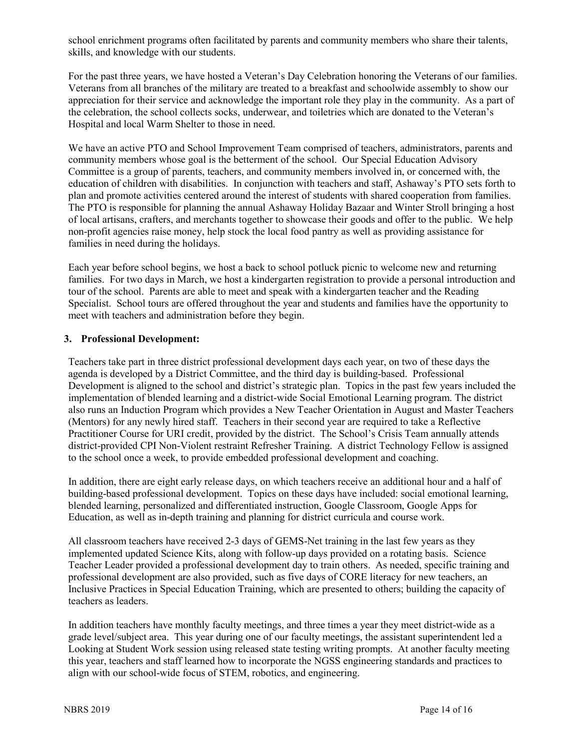school enrichment programs often facilitated by parents and community members who share their talents, skills, and knowledge with our students.

For the past three years, we have hosted a Veteran's Day Celebration honoring the Veterans of our families. Veterans from all branches of the military are treated to a breakfast and schoolwide assembly to show our appreciation for their service and acknowledge the important role they play in the community. As a part of the celebration, the school collects socks, underwear, and toiletries which are donated to the Veteran's Hospital and local Warm Shelter to those in need.

We have an active PTO and School Improvement Team comprised of teachers, administrators, parents and community members whose goal is the betterment of the school. Our Special Education Advisory Committee is a group of parents, teachers, and community members involved in, or concerned with, the education of children with disabilities. In conjunction with teachers and staff, Ashaway's PTO sets forth to plan and promote activities centered around the interest of students with shared cooperation from families. The PTO is responsible for planning the annual Ashaway Holiday Bazaar and Winter Stroll bringing a host of local artisans, crafters, and merchants together to showcase their goods and offer to the public. We help non-profit agencies raise money, help stock the local food pantry as well as providing assistance for families in need during the holidays.

Each year before school begins, we host a back to school potluck picnic to welcome new and returning families. For two days in March, we host a kindergarten registration to provide a personal introduction and tour of the school. Parents are able to meet and speak with a kindergarten teacher and the Reading Specialist. School tours are offered throughout the year and students and families have the opportunity to meet with teachers and administration before they begin.

### 3. Professional Development:

Teachers take part in three district professional development days each year, on two of these days the agenda is developed by a District Committee, and the third day is building-based. Professional Development is aligned to the school and district's strategic plan. Topics in the past few years included the implementation of blended learning and a district-wide Social Emotional Learning program. The district also runs an Induction Program which provides a New Teacher Orientation in August and Master Teachers (Mentors) for any newly hired staff. Teachers in their second year are required to take a Reflective Practitioner Course for URI credit, provided by the district. The School's Crisis Team annually attends district-provided CPI Non-Violent restraint Refresher Training. A district Technology Fellow is assigned to the school once a week, to provide embedded professional development and coaching.

In addition, there are eight early release days, on which teachers receive an additional hour and a half of building-based professional development. Topics on these days have included: social emotional learning, blended learning, personalized and differentiated instruction, Google Classroom, Google Apps for Education, as well as in-depth training and planning for district curricula and course work.

All classroom teachers have received 2-3 days of GEMS-Net training in the last few years as they implemented updated Science Kits, along with follow-up days provided on a rotating basis. Science Teacher Leader provided a professional development day to train others. As needed, specific training and professional development are also provided, such as five days of CORE literacy for new teachers, an Inclusive Practices in Special Education Training, which are presented to others; building the capacity of teachers as leaders.

In addition teachers have monthly faculty meetings, and three times a year they meet district-wide as a grade level/subject area. This year during one of our faculty meetings, the assistant superintendent led a Looking at Student Work session using released state testing writing prompts. At another faculty meeting this year, teachers and staff learned how to incorporate the NGSS engineering standards and practices to align with our school-wide focus of STEM, robotics, and engineering.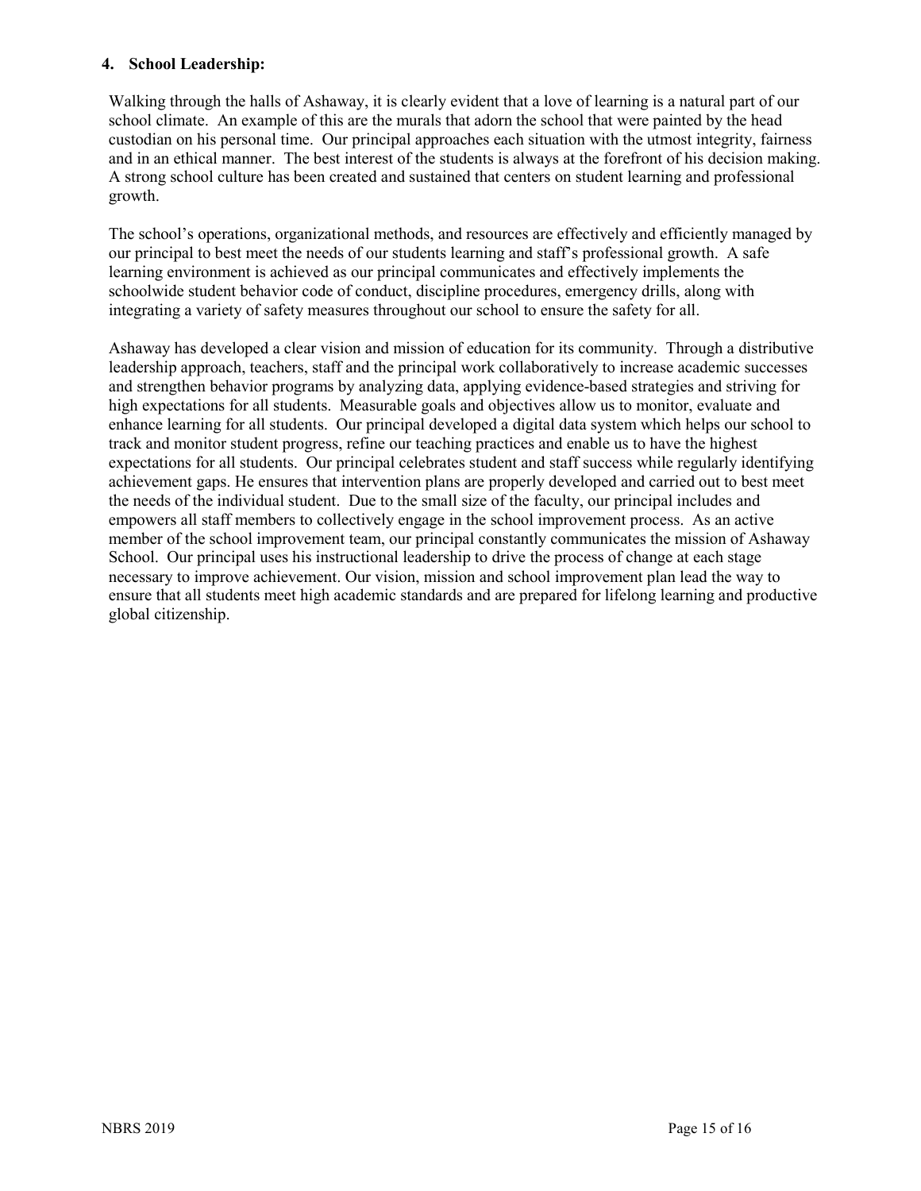**4. School Leadership:**

Walking through the halls of Ashaway, it is clearly evident that a love of learning is a natural part of our school climate. An example of this are the murals that adorn the school that were painted by the head custodian on his personal time. Our principal approaches each situation with the utmost integrity, fairness and in an ethical manner. The best interest of the students is always at the forefront of his decision making. A strong school culture has been created and sustained that centers on student learning and professional growth.

The school's operations, organizational methods, and resources are effectively and efficiently managed by our principal to best meet the needs of our students learning and staff's professional growth. A safe learning environment is achieved as our principal communicates and effectively implements the schoolwide student behavior code of conduct, discipline procedures, emergency drills, along with integrating a variety of safety measures throughout our school to ensure the safety for all.

Ashaway has developed a clear vision and mission of education for its community. Through a distributive leadership approach, teachers, staff and the principal work collaboratively to increase academic successes and strengthen behavior programs by analyzing data, applying evidence-based strategies and striving for high expectations for all students. Measurable goals and objectives allow us to monitor, evaluate and enhance learning for all students. Our principal developed a digital data system which helps our school to track and monitor student progress, refine our teaching practices and enable us to have the highest expectations for all students. Our principal celebrates student and staff success while regularly identifying achievement gaps. He ensures that intervention plans are properly developed and carried out to best meet the needs of the individual student. Due to the small size of the faculty, our principal includes and empowers all staff members to collectively engage in the school improvement process. As an active member of the school improvement team, our principal constantly communicates the mission of Ashaway School. Our principal uses his instructional leadership to drive the process of change at each stage necessary to improve achievement. Our vision, mission and school improvement plan lead the way to ensure that all students meet high academic standards and are prepared for lifelong learning and productive global citizenship.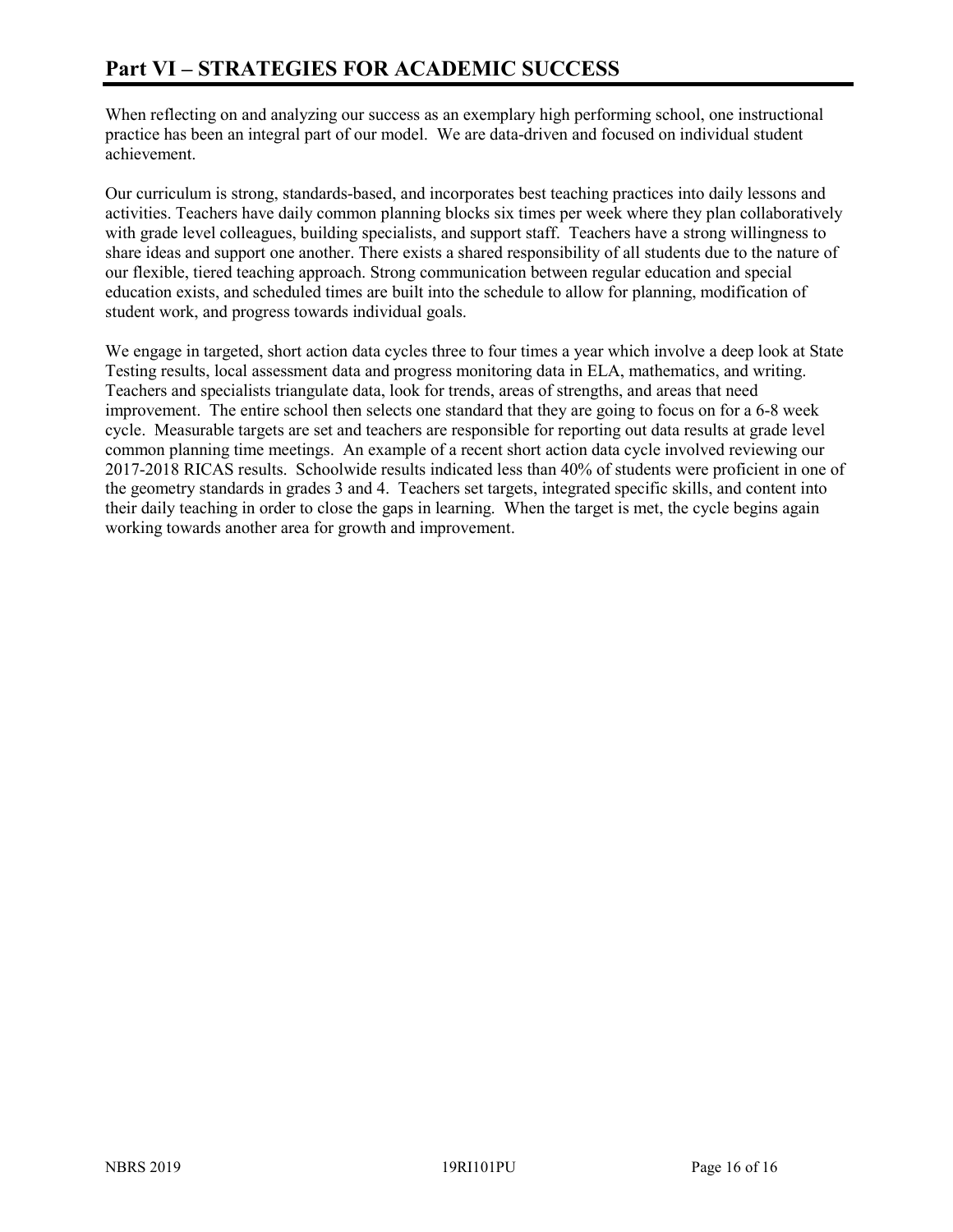# Part VI – STRATEGIES FOR ACADEMIC SUCCESS

When reflecting on and analyzing our success as an exemplary high performing school, one instructional practice has been an integral part of our model. We are data-driven and focused on individual student achievement.

Our curriculum is strong, standards-based, and incorporates best teaching practices into daily lessons and activities. Teachers have daily common planning blocks six times per week where they plan collaboratively with grade level colleagues, building specialists, and support staff. Teachers have a strong willingness to share ideas and support one another. There exists a shared responsibility of all students due to the nature of our flexible, tiered teaching approach. Strong communication between regular education and special education exists, and scheduled times are built into the schedule to allow for planning, modification of student work, and progress towards individual goals.

We engage in targeted, short action data cycles three to four times a year which involve a deep look at State Testing results, local assessment data and progress monitoring data in ELA, mathematics, and writing. Teachers and specialists triangulate data, look for trends, areas of strengths, and areas that need improvement. The entire school then selects one standard that they are going to focus on for a 6-8 week cycle. Measurable targets are set and teachers are responsible for reporting out data results at grade level common planning time meetings. An example of a recent short action data cycle involved reviewing our 2017-2018 RICAS results. Schoolwide results indicated less than 40% of students were proficient in one of the geometry standards in grades 3 and 4. Teachers set targets, integrated specific skills, and content into their daily teaching in order to close the gaps in learning. When the target is met, the cycle begins again working towards another area for growth and improvement.